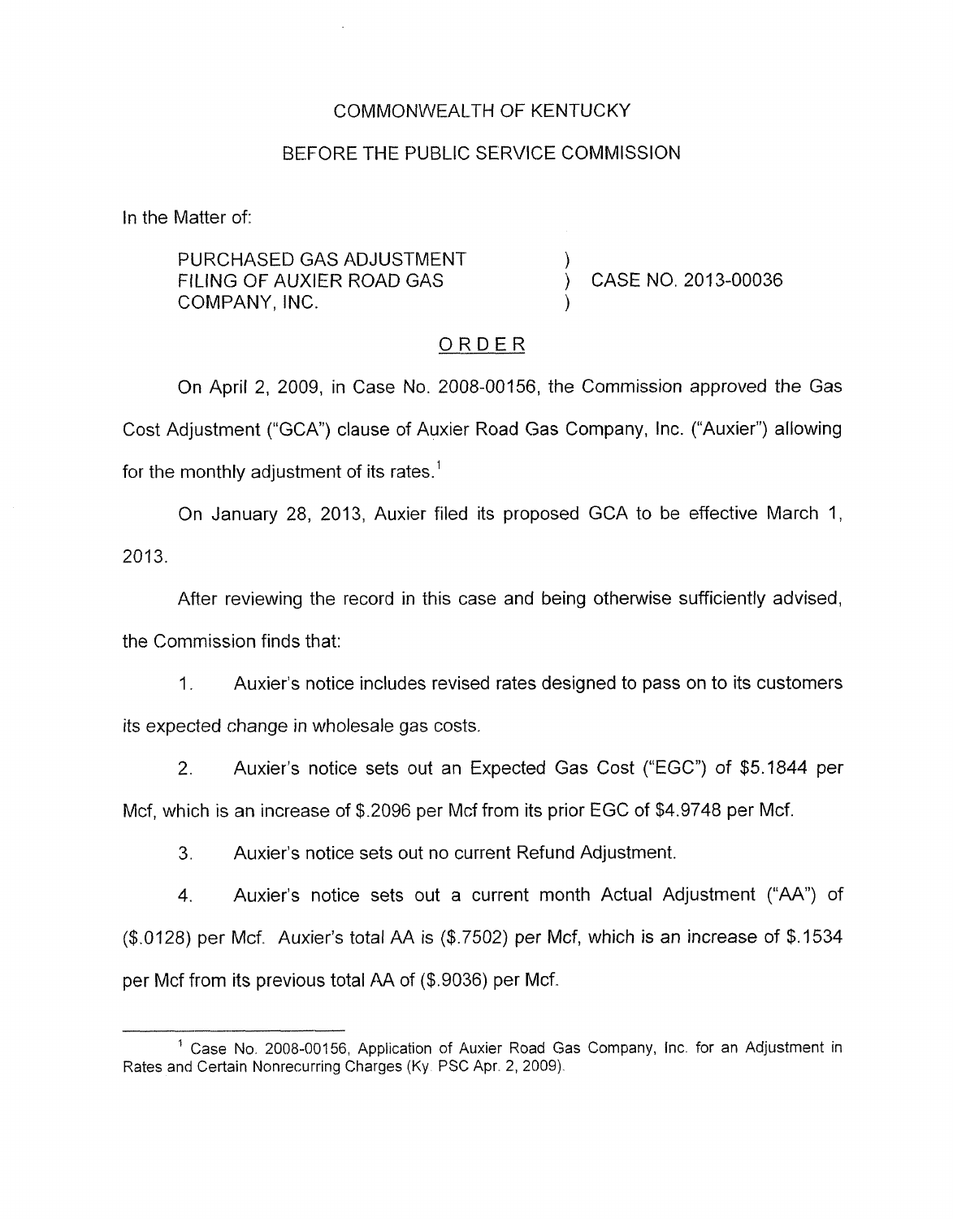COMMONWEALTH OF KENTUCKY

BEFORE THE PUBLIC SERVICE COMMISSION

In the Matter of:

| | | |
|---|---|---|
| PURCHASED GAS ADJUSTMENT FILING OF AUXIER ROAD GAS COMPANY, INC. | ) ) ) | CASE NO. 2013-00036 |

ORDER

On April 2, 2009, in Case No. 2008-00156, the Commission approved the Gas Cost Adjustment ("GCA") clause of Auxier Road Gas Company, Inc. ("Auxier") allowing for the monthly adjustment of its rates.[1]

On January 28, 2013, Auxier filed its proposed GCA to be effective March 1, 2013.

After reviewing the record in this case and being otherwise sufficiently advised, the Commission finds that:

1. Auxier's notice includes revised rates designed to pass on to its customers its expected change in wholesale gas costs.

2. Auxier's notice sets out an Expected Gas Cost ("EGC") of $5.1844 per Mcf, which is an increase of $.2096 per Mcf from its prior EGC of $4.9748 per Mcf.

3. Auxier's notice sets out no current Refund Adjustment.

4. Auxier's notice sets out a current month Actual Adjustment ("AA") of ($.0128) per Mcf. Auxier's total AA is ($.7502) per Mcf, which is an increase of $.1534 per Mcf from its previous total AA of ($.9036) per Mcf.

[1] Case No. 2008-00156, Application of Auxier Road Gas Company, Inc. for an Adjustment in Rates and Certain Nonrecurring Charges (Ky. PSC Apr. 2, 2009).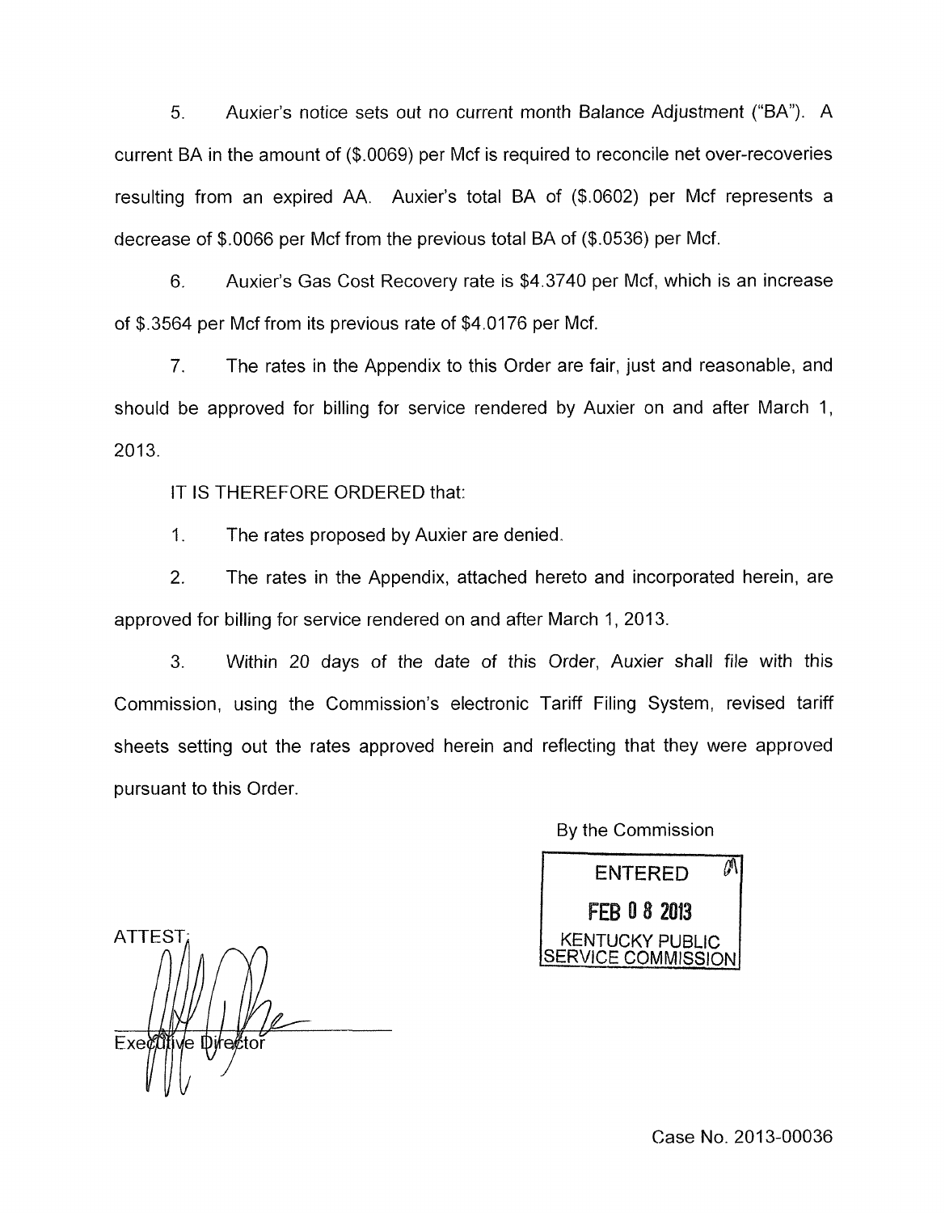5. Auxier's notice sets out no current month Balance Adjustment ("BA"). A current BA in the amount of ($.0069) per Mcf is required to reconcile net over-recoveries resulting from an expired AA. Auxier's total BA of ($.0602) per Mcf represents a decrease of $.0066 per Mcf from the previous total BA of ($.0536) per Mcf.

6. Auxier's Gas Cost Recovery rate is $4.3740 per Mcf, which is an increase of $.3564 per Mcf from its previous rate of $4.0176 per Mcf.

7. The rates in the Appendix to this Order are fair, just and reasonable, and should be approved for billing for service rendered by Auxier on and after March 1, 2013.

IT IS THEREFORE ORDERED that:

1. The rates proposed by Auxier are denied.

2. The rates in the Appendix, attached hereto and incorporated herein, are approved for billing for service rendered on and after March 1, 2013.

3. Within 20 days of the date of this Order, Auxier shall file with this Commission, using the Commission's electronic Tariff Filing System, revised tariff sheets setting out the rates approved herein and reflecting that they were approved pursuant to this Order.

By the Commission

ENTERED
FEB 08 2013
KENTUCKY PUBLIC
SERVICE COMMISSION

ATTEST:

Executive Director

Case No. 2013-00036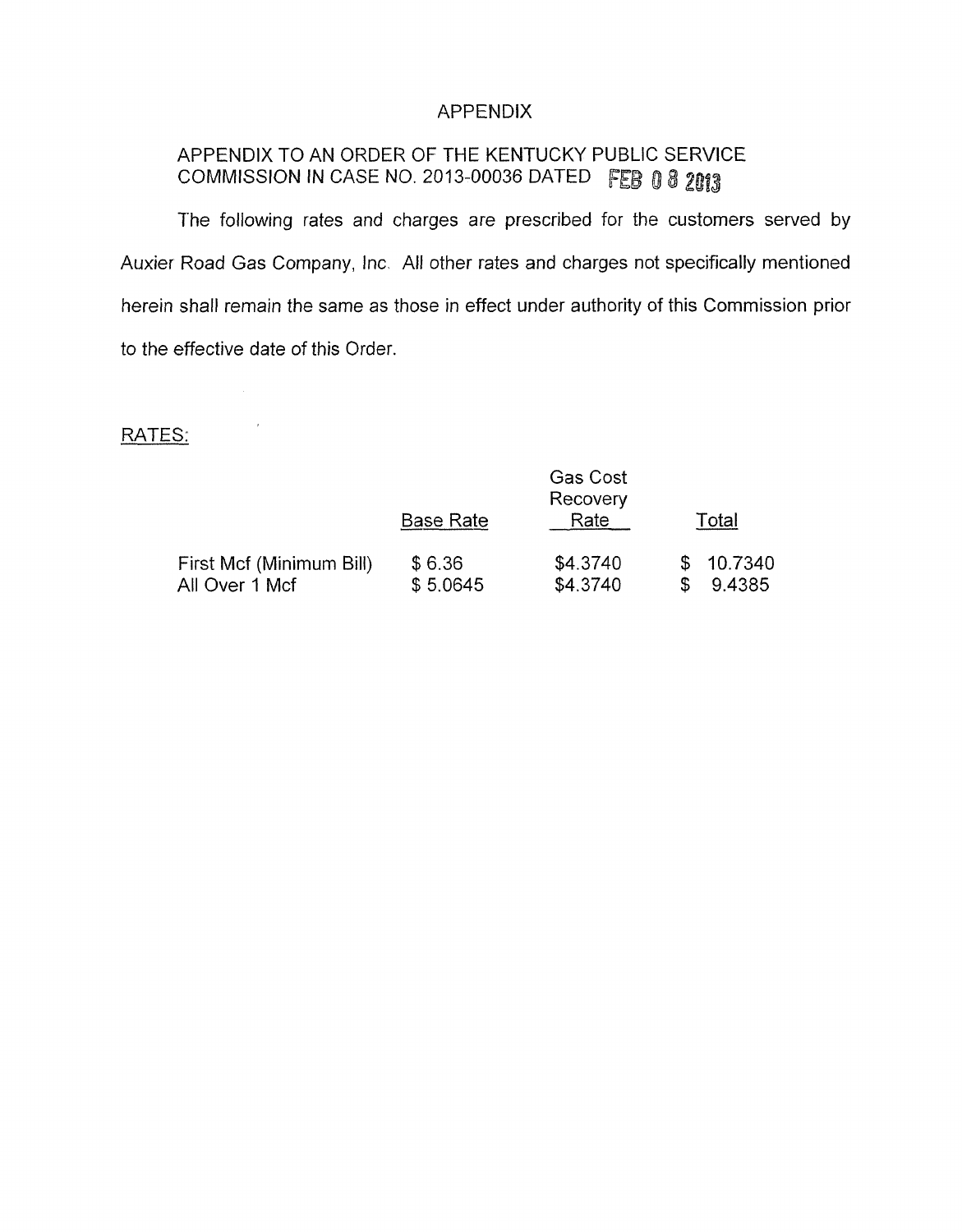# APPENDIX

## APPENDIX TO AN ORDER OF THE KENTUCKY PUBLIC SERVICE COMMISSION IN CASE NO. 2013-00036 DATED FEB 08 2013

The following rates and charges are prescribed for the customers served by Auxier Road Gas Company, Inc. All other rates and charges not specifically mentioned herein shall remain the same as those in effect under authority of this Commission prior to the effective date of this Order.

RATES:

| | Base Rate | Gas Cost Recovery Rate | Total |
|---|---|---|---|
| First Mcf (Minimum Bill) | $ 6.36 | $4.3740 | $ 10.7340 |
| All Over 1 Mcf | $ 5.0645 | $4.3740 | $ 9.4385 |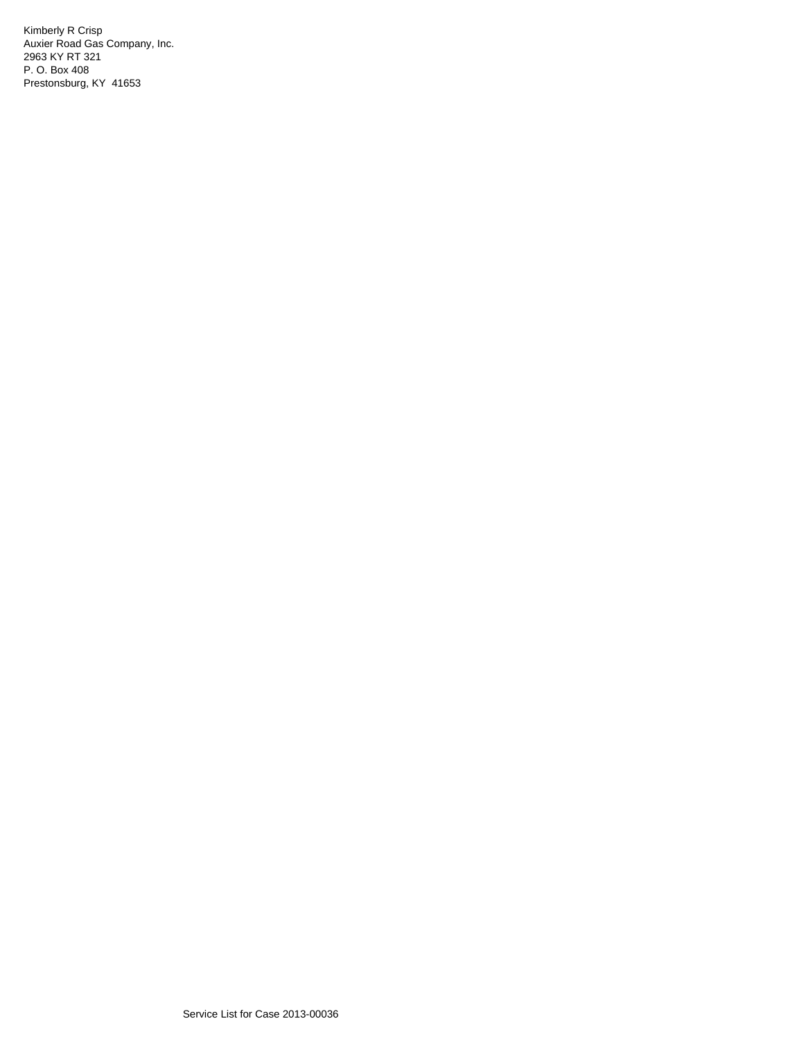Kimberly R Crisp
Auxier Road Gas Company, Inc.
2963 KY RT 321
P. O. Box 408
Prestonsburg, KY  41653